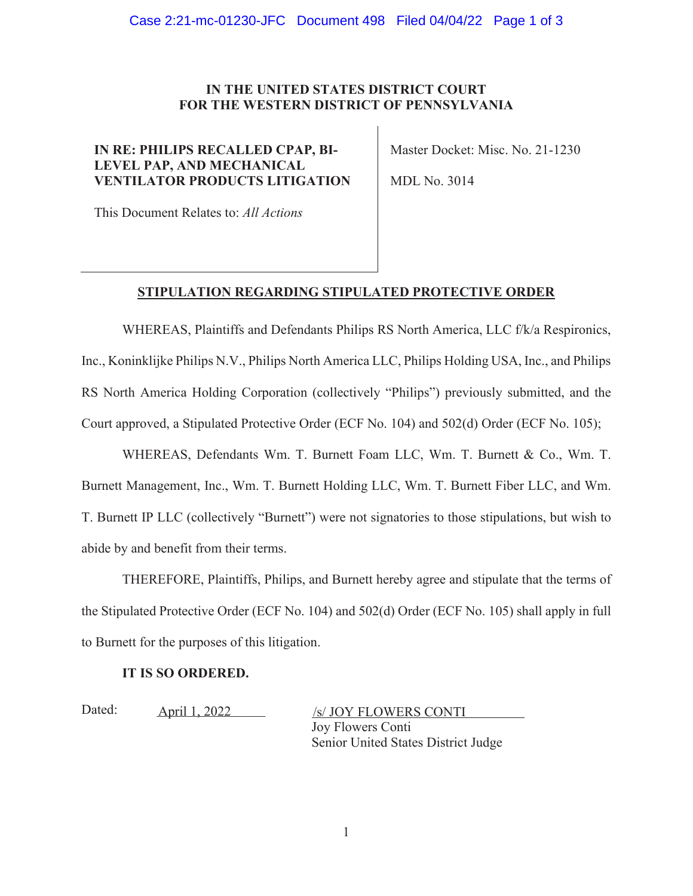**IN THE UNITED STATES DISTRICT COURT**
**FOR THE WESTERN DISTRICT OF PENNSYLVANIA**

**IN RE: PHILIPS RECALLED CPAP, BI-LEVEL PAP, AND MECHANICAL VENTILATOR PRODUCTS LITIGATION**

This Document Relates to: *All Actions*

Master Docket: Misc. No. 21-1230

MDL No. 3014

**STIPULATION REGARDING STIPULATED PROTECTIVE ORDER**

WHEREAS, Plaintiffs and Defendants Philips RS North America, LLC f/k/a Respironics, Inc., Koninklijke Philips N.V., Philips North America LLC, Philips Holding USA, Inc., and Philips RS North America Holding Corporation (collectively "Philips") previously submitted, and the Court approved, a Stipulated Protective Order (ECF No. 104) and 502(d) Order (ECF No. 105);

WHEREAS, Defendants Wm. T. Burnett Foam LLC, Wm. T. Burnett & Co., Wm. T. Burnett Management, Inc., Wm. T. Burnett Holding LLC, Wm. T. Burnett Fiber LLC, and Wm. T. Burnett IP LLC (collectively "Burnett") were not signatories to those stipulations, but wish to abide by and benefit from their terms.

THEREFORE, Plaintiffs, Philips, and Burnett hereby agree and stipulate that the terms of the Stipulated Protective Order (ECF No. 104) and 502(d) Order (ECF No. 105) shall apply in full to Burnett for the purposes of this litigation.

**IT IS SO ORDERED.**

Dated: April 1, 2022

/s/ JOY FLOWERS CONTI
Joy Flowers Conti
Senior United States District Judge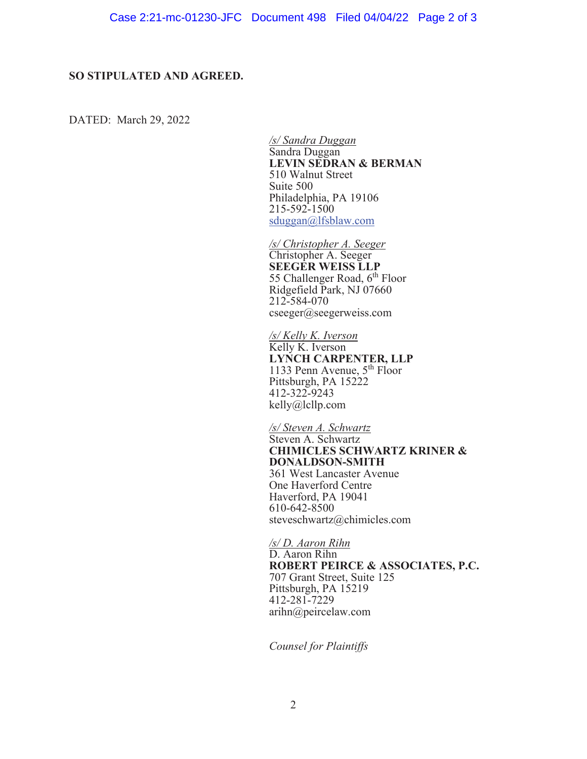**SO STIPULATED AND AGREED.**

DATED: March 29, 2022

*/s/ Sandra Duggan*
Sandra Duggan
**LEVIN SEDRAN & BERMAN**
510 Walnut Street
Suite 500
Philadelphia, PA 19106
215-592-1500
sduggan@lfsblaw.com

*/s/ Christopher A. Seeger*
Christopher A. Seeger
**SEEGER WEISS LLP**
55 Challenger Road, 6th Floor
Ridgefield Park, NJ 07660
212-584-070
cseeger@seegerweiss.com

*/s/ Kelly K. Iverson*
Kelly K. Iverson
**LYNCH CARPENTER, LLP**
1133 Penn Avenue, 5th Floor
Pittsburgh, PA 15222
412-322-9243
kelly@lcllp.com

*/s/ Steven A. Schwartz*
Steven A. Schwartz
**CHIMICLES SCHWARTZ KRINER & DONALDSON-SMITH**
361 West Lancaster Avenue
One Haverford Centre
Haverford, PA 19041
610-642-8500
steveschwartz@chimicles.com

*/s/ D. Aaron Rihn*
D. Aaron Rihn
**ROBERT PEIRCE & ASSOCIATES, P.C.**
707 Grant Street, Suite 125
Pittsburgh, PA 15219
412-281-7229
arihn@peircelaw.com

*Counsel for Plaintiffs*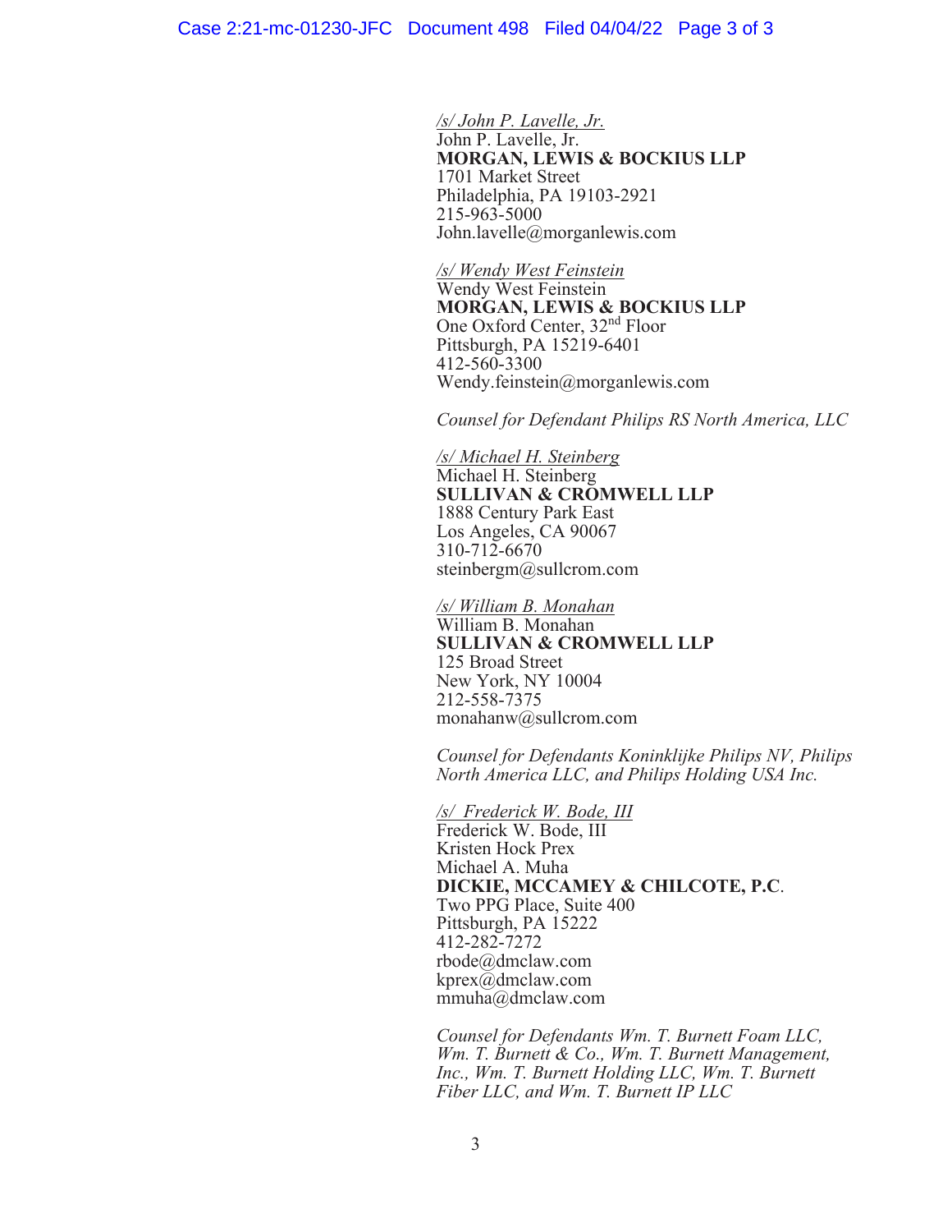*/s/ John P. Lavelle, Jr.*
John P. Lavelle, Jr.
**MORGAN, LEWIS & BOCKIUS LLP**
1701 Market Street
Philadelphia, PA 19103-2921
215-963-5000
John.lavelle@morganlewis.com

*/s/ Wendy West Feinstein*
Wendy West Feinstein
**MORGAN, LEWIS & BOCKIUS LLP**
One Oxford Center, 32nd Floor
Pittsburgh, PA 15219-6401
412-560-3300
Wendy.feinstein@morganlewis.com

*Counsel for Defendant Philips RS North America, LLC*

*/s/ Michael H. Steinberg*
Michael H. Steinberg
**SULLIVAN & CROMWELL LLP**
1888 Century Park East
Los Angeles, CA 90067
310-712-6670
steinbergm@sullcrom.com

*/s/ William B. Monahan*
William B. Monahan
**SULLIVAN & CROMWELL LLP**
125 Broad Street
New York, NY 10004
212-558-7375
monahanw@sullcrom.com

*Counsel for Defendants Koninklijke Philips NV, Philips North America LLC, and Philips Holding USA Inc.*

*/s/ Frederick W. Bode, III*
Frederick W. Bode, III
Kristen Hock Prex
Michael A. Muha
**DICKIE, MCCAMEY & CHILCOTE, P.C**.
Two PPG Place, Suite 400
Pittsburgh, PA 15222
412-282-7272
rbode@dmclaw.com
kprex@dmclaw.com
mmuha@dmclaw.com

*Counsel for Defendants Wm. T. Burnett Foam LLC, Wm. T. Burnett & Co., Wm. T. Burnett Management, Inc., Wm. T. Burnett Holding LLC, Wm. T. Burnett Fiber LLC, and Wm. T. Burnett IP LLC*